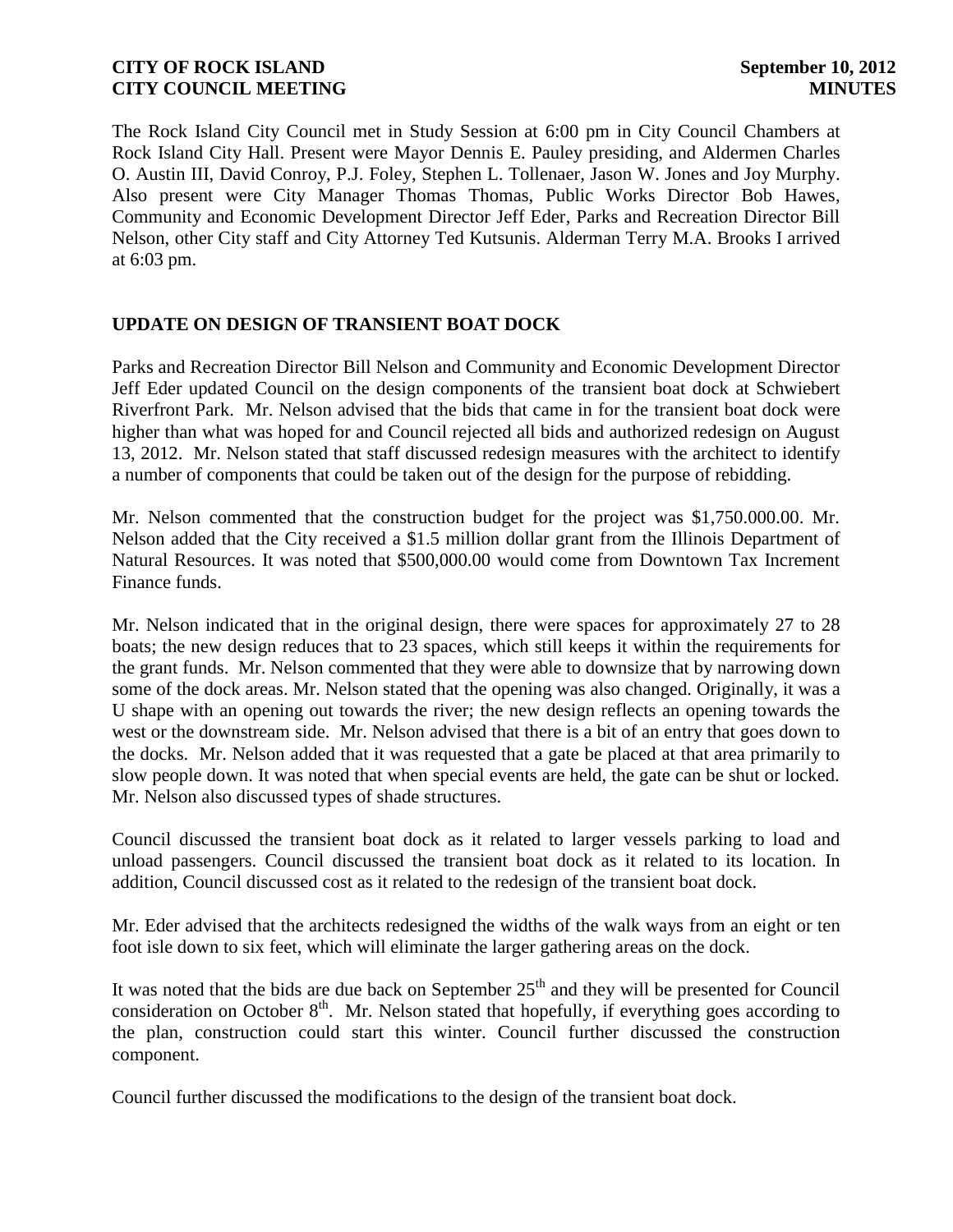The Rock Island City Council met in Study Session at 6:00 pm in City Council Chambers at Rock Island City Hall. Present were Mayor Dennis E. Pauley presiding, and Aldermen Charles O. Austin III, David Conroy, P.J. Foley, Stephen L. Tollenaer, Jason W. Jones and Joy Murphy. Also present were City Manager Thomas Thomas, Public Works Director Bob Hawes, Community and Economic Development Director Jeff Eder, Parks and Recreation Director Bill Nelson, other City staff and City Attorney Ted Kutsunis. Alderman Terry M.A. Brooks I arrived at 6:03 pm.

## UPDATE ON DESIGN OF TRANSIENT BOAT DOCK

Parks and Recreation Director Bill Nelson and Community and Economic Development Director Jeff Eder updated Council on the design components of the transient boat dock at Schwiebert Riverfront Park. Mr. Nelson advised that the bids that came in for the transient boat dock were higher than what was hoped for and Council rejected all bids and authorized redesign on August 13, 2012. Mr. Nelson stated that staff discussed redesign measures with the architect to identify a number of components that could be taken out of the design for the purpose of rebidding.

Mr. Nelson commented that the construction budget for the project was $1,750.000.00. Mr. Nelson added that the City received a $1.5 million dollar grant from the Illinois Department of Natural Resources. It was noted that $500,000.00 would come from Downtown Tax Increment Finance funds.

Mr. Nelson indicated that in the original design, there were spaces for approximately 27 to 28 boats; the new design reduces that to 23 spaces, which still keeps it within the requirements for the grant funds. Mr. Nelson commented that they were able to downsize that by narrowing down some of the dock areas. Mr. Nelson stated that the opening was also changed. Originally, it was a U shape with an opening out towards the river; the new design reflects an opening towards the west or the downstream side. Mr. Nelson advised that there is a bit of an entry that goes down to the docks. Mr. Nelson added that it was requested that a gate be placed at that area primarily to slow people down. It was noted that when special events are held, the gate can be shut or locked. Mr. Nelson also discussed types of shade structures.

Council discussed the transient boat dock as it related to larger vessels parking to load and unload passengers. Council discussed the transient boat dock as it related to its location. In addition, Council discussed cost as it related to the redesign of the transient boat dock.

Mr. Eder advised that the architects redesigned the widths of the walk ways from an eight or ten foot isle down to six feet, which will eliminate the larger gathering areas on the dock.

It was noted that the bids are due back on September 25th and they will be presented for Council consideration on October 8th. Mr. Nelson stated that hopefully, if everything goes according to the plan, construction could start this winter. Council further discussed the construction component.

Council further discussed the modifications to the design of the transient boat dock.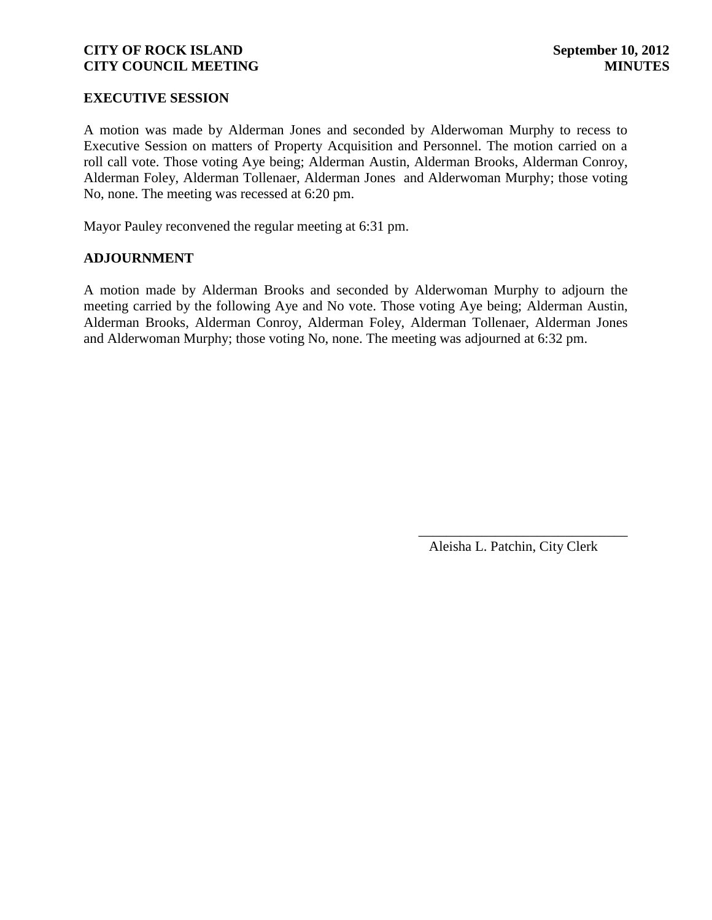## EXECUTIVE SESSION

A motion was made by Alderman Jones and seconded by Alderwoman Murphy to recess to Executive Session on matters of Property Acquisition and Personnel. The motion carried on a roll call vote. Those voting Aye being; Alderman Austin, Alderman Brooks, Alderman Conroy, Alderman Foley, Alderman Tollenaer, Alderman Jones and Alderwoman Murphy; those voting No, none. The meeting was recessed at 6:20 pm.

Mayor Pauley reconvened the regular meeting at 6:31 pm.

## ADJOURNMENT

A motion made by Alderman Brooks and seconded by Alderwoman Murphy to adjourn the meeting carried by the following Aye and No vote. Those voting Aye being; Alderman Austin, Alderman Brooks, Alderman Conroy, Alderman Foley, Alderman Tollenaer, Alderman Jones and Alderwoman Murphy; those voting No, none. The meeting was adjourned at 6:32 pm.

\_\_\_\_\_\_\_\_\_\_\_\_\_\_\_\_\_\_\_\_\_\_\_\_\_\_\_\_\_\_

Aleisha L. Patchin, City Clerk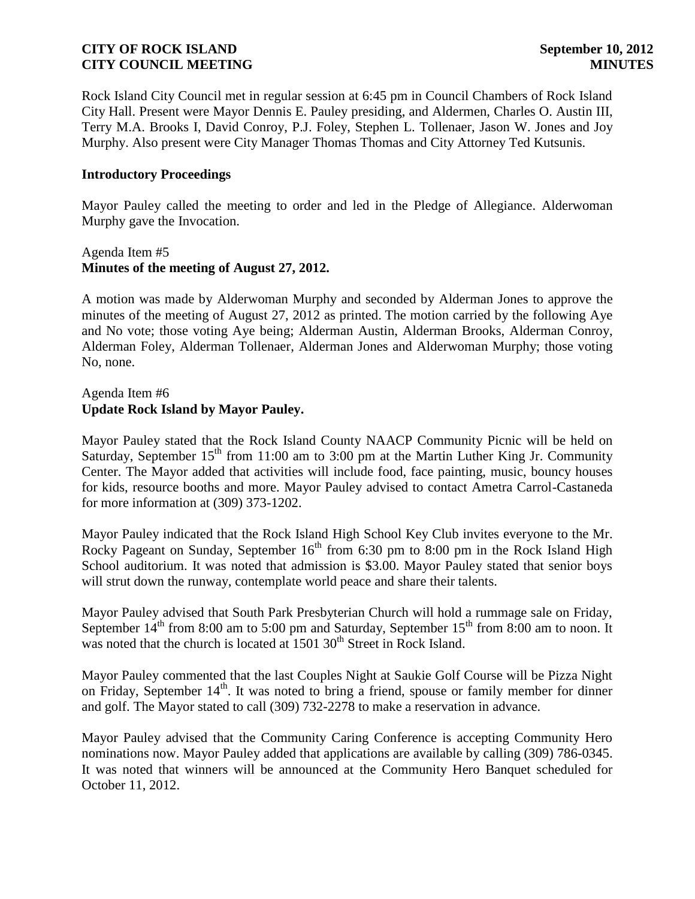Rock Island City Council met in regular session at 6:45 pm in Council Chambers of Rock Island City Hall. Present were Mayor Dennis E. Pauley presiding, and Aldermen, Charles O. Austin III, Terry M.A. Brooks I, David Conroy, P.J. Foley, Stephen L. Tollenaer, Jason W. Jones and Joy Murphy. Also present were City Manager Thomas Thomas and City Attorney Ted Kutsunis.

**Introductory Proceedings**

Mayor Pauley called the meeting to order and led in the Pledge of Allegiance. Alderwoman Murphy gave the Invocation.

Agenda Item #5
**Minutes of the meeting of August 27, 2012.**

A motion was made by Alderwoman Murphy and seconded by Alderman Jones to approve the minutes of the meeting of August 27, 2012 as printed. The motion carried by the following Aye and No vote; those voting Aye being; Alderman Austin, Alderman Brooks, Alderman Conroy, Alderman Foley, Alderman Tollenaer, Alderman Jones and Alderwoman Murphy; those voting No, none.

Agenda Item #6
**Update Rock Island by Mayor Pauley.**

Mayor Pauley stated that the Rock Island County NAACP Community Picnic will be held on Saturday, September 15th from 11:00 am to 3:00 pm at the Martin Luther King Jr. Community Center. The Mayor added that activities will include food, face painting, music, bouncy houses for kids, resource booths and more. Mayor Pauley advised to contact Ametra Carrol-Castaneda for more information at (309) 373-1202.

Mayor Pauley indicated that the Rock Island High School Key Club invites everyone to the Mr. Rocky Pageant on Sunday, September 16th from 6:30 pm to 8:00 pm in the Rock Island High School auditorium. It was noted that admission is $3.00. Mayor Pauley stated that senior boys will strut down the runway, contemplate world peace and share their talents.

Mayor Pauley advised that South Park Presbyterian Church will hold a rummage sale on Friday, September 14th from 8:00 am to 5:00 pm and Saturday, September 15th from 8:00 am to noon. It was noted that the church is located at 1501 30th Street in Rock Island.

Mayor Pauley commented that the last Couples Night at Saukie Golf Course will be Pizza Night on Friday, September 14th. It was noted to bring a friend, spouse or family member for dinner and golf. The Mayor stated to call (309) 732-2278 to make a reservation in advance.

Mayor Pauley advised that the Community Caring Conference is accepting Community Hero nominations now. Mayor Pauley added that applications are available by calling (309) 786-0345. It was noted that winners will be announced at the Community Hero Banquet scheduled for October 11, 2012.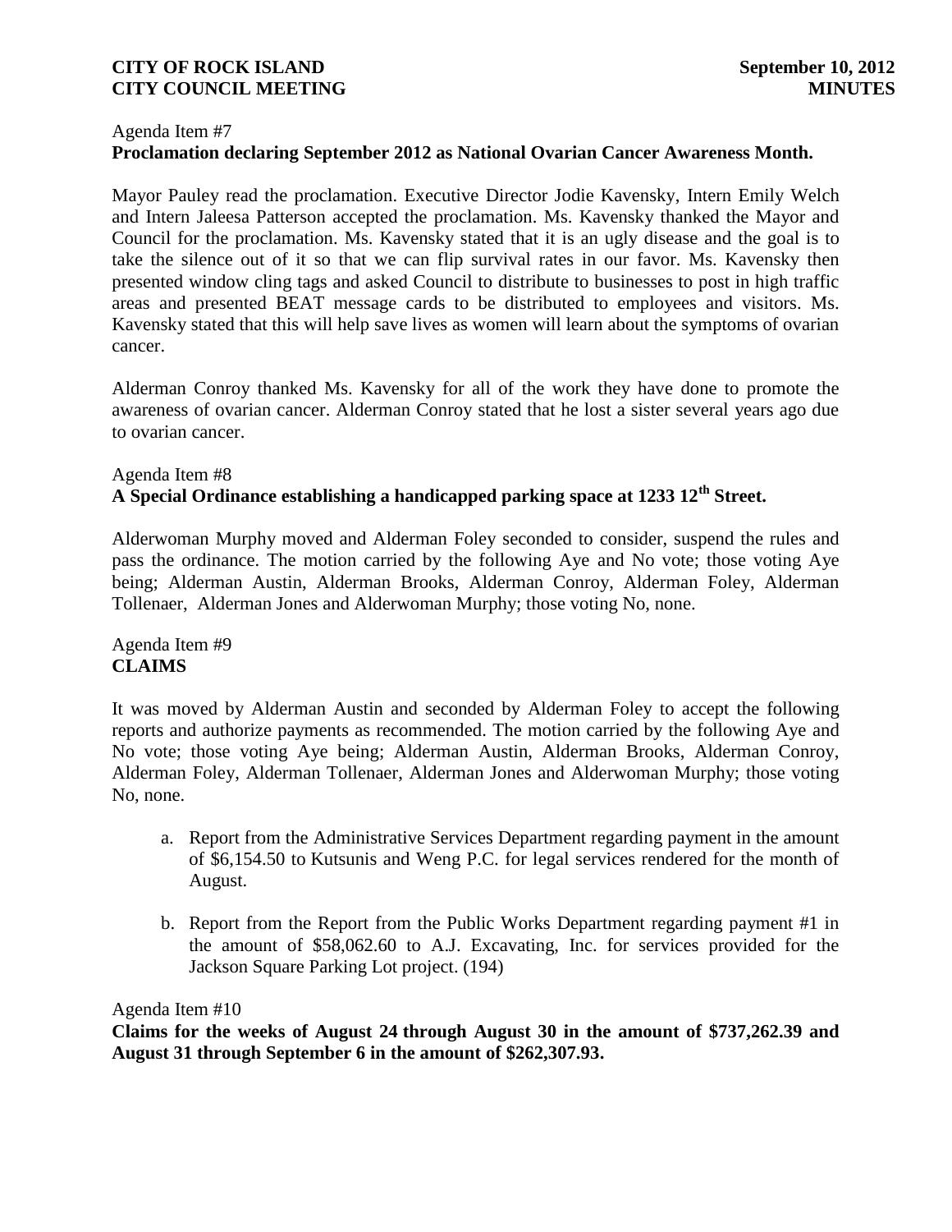Agenda Item #7

**Proclamation declaring September 2012 as National Ovarian Cancer Awareness Month.**

Mayor Pauley read the proclamation. Executive Director Jodie Kavensky, Intern Emily Welch and Intern Jaleesa Patterson accepted the proclamation. Ms. Kavensky thanked the Mayor and Council for the proclamation. Ms. Kavensky stated that it is an ugly disease and the goal is to take the silence out of it so that we can flip survival rates in our favor. Ms. Kavensky then presented window cling tags and asked Council to distribute to businesses to post in high traffic areas and presented BEAT message cards to be distributed to employees and visitors. Ms. Kavensky stated that this will help save lives as women will learn about the symptoms of ovarian cancer.

Alderman Conroy thanked Ms. Kavensky for all of the work they have done to promote the awareness of ovarian cancer. Alderman Conroy stated that he lost a sister several years ago due to ovarian cancer.

Agenda Item #8

**A Special Ordinance establishing a handicapped parking space at 1233 12th Street.**

Alderwoman Murphy moved and Alderman Foley seconded to consider, suspend the rules and pass the ordinance. The motion carried by the following Aye and No vote; those voting Aye being; Alderman Austin, Alderman Brooks, Alderman Conroy, Alderman Foley, Alderman Tollenaer, Alderman Jones and Alderwoman Murphy; those voting No, none.

Agenda Item #9

**CLAIMS**

It was moved by Alderman Austin and seconded by Alderman Foley to accept the following reports and authorize payments as recommended. The motion carried by the following Aye and No vote; those voting Aye being; Alderman Austin, Alderman Brooks, Alderman Conroy, Alderman Foley, Alderman Tollenaer, Alderman Jones and Alderwoman Murphy; those voting No, none.

a. Report from the Administrative Services Department regarding payment in the amount of $6,154.50 to Kutsunis and Weng P.C. for legal services rendered for the month of August.

b. Report from the Report from the Public Works Department regarding payment #1 in the amount of $58,062.60 to A.J. Excavating, Inc. for services provided for the Jackson Square Parking Lot project. (194)

Agenda Item #10

**Claims for the weeks of August 24 through August 30 in the amount of $737,262.39 and August 31 through September 6 in the amount of $262,307.93.**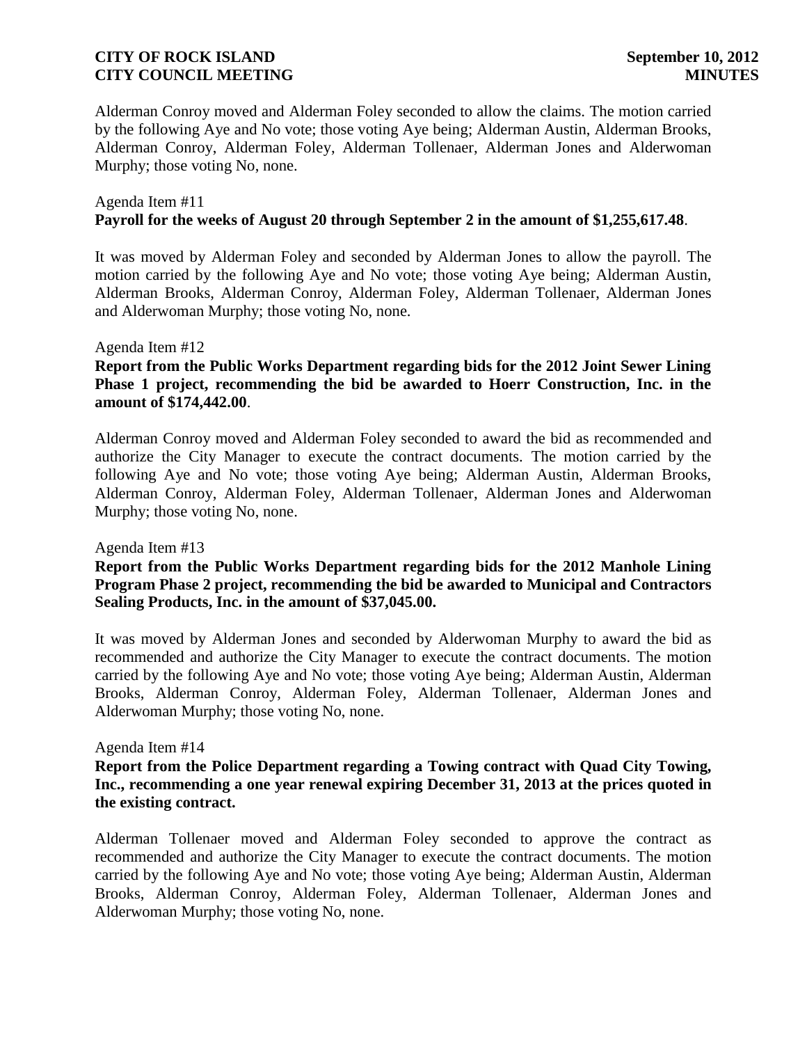Alderman Conroy moved and Alderman Foley seconded to allow the claims. The motion carried by the following Aye and No vote; those voting Aye being; Alderman Austin, Alderman Brooks, Alderman Conroy, Alderman Foley, Alderman Tollenaer, Alderman Jones and Alderwoman Murphy; those voting No, none.

Agenda Item #11
**Payroll for the weeks of August 20 through September 2 in the amount of $1,255,617.48**.

It was moved by Alderman Foley and seconded by Alderman Jones to allow the payroll. The motion carried by the following Aye and No vote; those voting Aye being; Alderman Austin, Alderman Brooks, Alderman Conroy, Alderman Foley, Alderman Tollenaer, Alderman Jones and Alderwoman Murphy; those voting No, none.

Agenda Item #12
**Report from the Public Works Department regarding bids for the 2012 Joint Sewer Lining Phase 1 project, recommending the bid be awarded to Hoerr Construction, Inc. in the amount of $174,442.00**.

Alderman Conroy moved and Alderman Foley seconded to award the bid as recommended and authorize the City Manager to execute the contract documents. The motion carried by the following Aye and No vote; those voting Aye being; Alderman Austin, Alderman Brooks, Alderman Conroy, Alderman Foley, Alderman Tollenaer, Alderman Jones and Alderwoman Murphy; those voting No, none.

Agenda Item #13
**Report from the Public Works Department regarding bids for the 2012 Manhole Lining Program Phase 2 project, recommending the bid be awarded to Municipal and Contractors Sealing Products, Inc. in the amount of $37,045.00.**

It was moved by Alderman Jones and seconded by Alderwoman Murphy to award the bid as recommended and authorize the City Manager to execute the contract documents. The motion carried by the following Aye and No vote; those voting Aye being; Alderman Austin, Alderman Brooks, Alderman Conroy, Alderman Foley, Alderman Tollenaer, Alderman Jones and Alderwoman Murphy; those voting No, none.

Agenda Item #14
**Report from the Police Department regarding a Towing contract with Quad City Towing, Inc., recommending a one year renewal expiring December 31, 2013 at the prices quoted in the existing contract.**

Alderman Tollenaer moved and Alderman Foley seconded to approve the contract as recommended and authorize the City Manager to execute the contract documents. The motion carried by the following Aye and No vote; those voting Aye being; Alderman Austin, Alderman Brooks, Alderman Conroy, Alderman Foley, Alderman Tollenaer, Alderman Jones and Alderwoman Murphy; those voting No, none.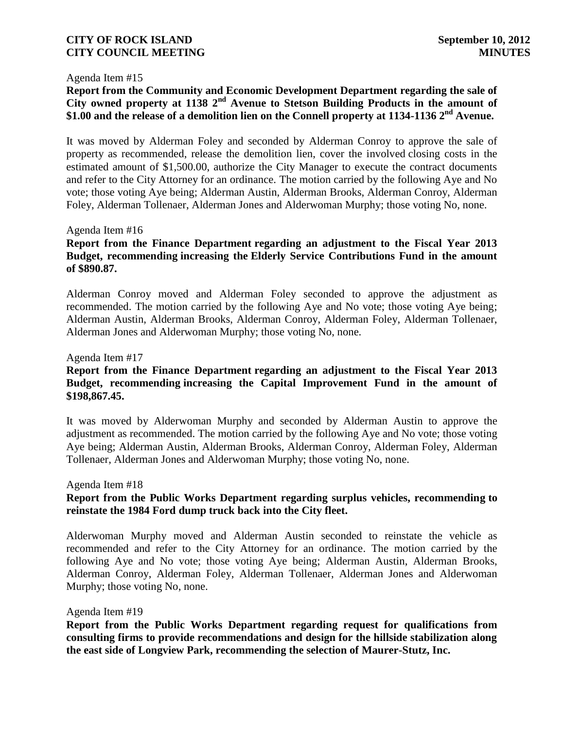Agenda Item #15

**Report from the Community and Economic Development Department regarding the sale of City owned property at 1138 2nd Avenue to Stetson Building Products in the amount of $1.00 and the release of a demolition lien on the Connell property at 1134-1136 2nd Avenue.**

It was moved by Alderman Foley and seconded by Alderman Conroy to approve the sale of property as recommended, release the demolition lien, cover the involved closing costs in the estimated amount of $1,500.00, authorize the City Manager to execute the contract documents and refer to the City Attorney for an ordinance. The motion carried by the following Aye and No vote; those voting Aye being; Alderman Austin, Alderman Brooks, Alderman Conroy, Alderman Foley, Alderman Tollenaer, Alderman Jones and Alderwoman Murphy; those voting No, none.

Agenda Item #16

**Report from the Finance Department regarding an adjustment to the Fiscal Year 2013 Budget, recommending increasing the Elderly Service Contributions Fund in the amount of $890.87.**

Alderman Conroy moved and Alderman Foley seconded to approve the adjustment as recommended. The motion carried by the following Aye and No vote; those voting Aye being; Alderman Austin, Alderman Brooks, Alderman Conroy, Alderman Foley, Alderman Tollenaer, Alderman Jones and Alderwoman Murphy; those voting No, none.

Agenda Item #17

**Report from the Finance Department regarding an adjustment to the Fiscal Year 2013 Budget, recommending increasing the Capital Improvement Fund in the amount of $198,867.45.**

It was moved by Alderwoman Murphy and seconded by Alderman Austin to approve the adjustment as recommended. The motion carried by the following Aye and No vote; those voting Aye being; Alderman Austin, Alderman Brooks, Alderman Conroy, Alderman Foley, Alderman Tollenaer, Alderman Jones and Alderwoman Murphy; those voting No, none.

Agenda Item #18

**Report from the Public Works Department regarding surplus vehicles, recommending to reinstate the 1984 Ford dump truck back into the City fleet.**

Alderwoman Murphy moved and Alderman Austin seconded to reinstate the vehicle as recommended and refer to the City Attorney for an ordinance. The motion carried by the following Aye and No vote; those voting Aye being; Alderman Austin, Alderman Brooks, Alderman Conroy, Alderman Foley, Alderman Tollenaer, Alderman Jones and Alderwoman Murphy; those voting No, none.

Agenda Item #19

**Report from the Public Works Department regarding request for qualifications from consulting firms to provide recommendations and design for the hillside stabilization along the east side of Longview Park, recommending the selection of Maurer-Stutz, Inc.**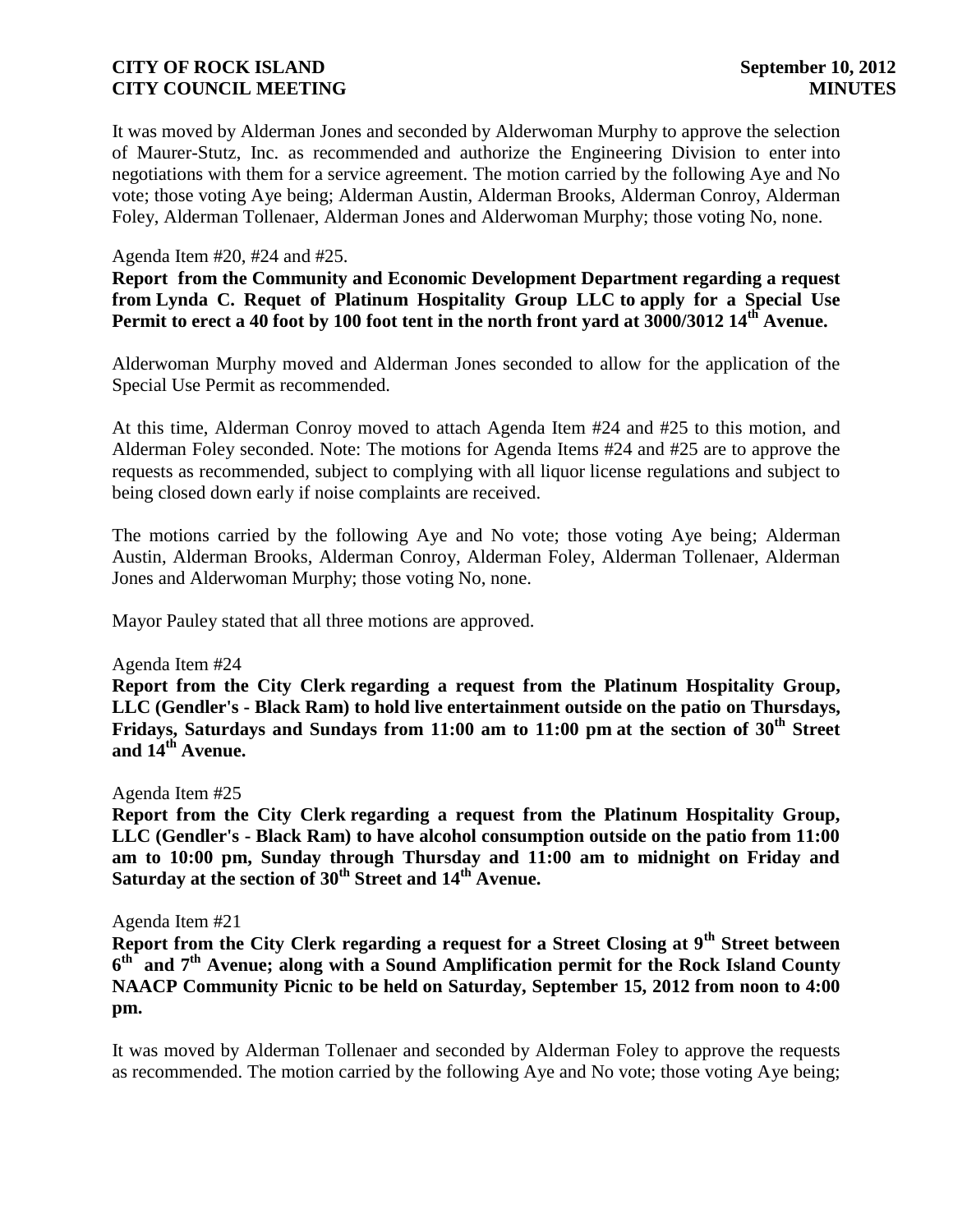It was moved by Alderman Jones and seconded by Alderwoman Murphy to approve the selection of Maurer-Stutz, Inc. as recommended and authorize the Engineering Division to enter into negotiations with them for a service agreement. The motion carried by the following Aye and No vote; those voting Aye being; Alderman Austin, Alderman Brooks, Alderman Conroy, Alderman Foley, Alderman Tollenaer, Alderman Jones and Alderwoman Murphy; those voting No, none.

Agenda Item #20, #24 and #25.

**Report from the Community and Economic Development Department regarding a request from Lynda C. Requet of Platinum Hospitality Group LLC to apply for a Special Use Permit to erect a 40 foot by 100 foot tent in the north front yard at 3000/3012 14th Avenue.**

Alderwoman Murphy moved and Alderman Jones seconded to allow for the application of the Special Use Permit as recommended.

At this time, Alderman Conroy moved to attach Agenda Item #24 and #25 to this motion, and Alderman Foley seconded. Note: The motions for Agenda Items #24 and #25 are to approve the requests as recommended, subject to complying with all liquor license regulations and subject to being closed down early if noise complaints are received.

The motions carried by the following Aye and No vote; those voting Aye being; Alderman Austin, Alderman Brooks, Alderman Conroy, Alderman Foley, Alderman Tollenaer, Alderman Jones and Alderwoman Murphy; those voting No, none.

Mayor Pauley stated that all three motions are approved.

Agenda Item #24

**Report from the City Clerk regarding a request from the Platinum Hospitality Group, LLC (Gendler's - Black Ram) to hold live entertainment outside on the patio on Thursdays, Fridays, Saturdays and Sundays from 11:00 am to 11:00 pm at the section of 30th Street and 14th Avenue.**

Agenda Item #25

**Report from the City Clerk regarding a request from the Platinum Hospitality Group, LLC (Gendler's - Black Ram) to have alcohol consumption outside on the patio from 11:00 am to 10:00 pm, Sunday through Thursday and 11:00 am to midnight on Friday and Saturday at the section of 30th Street and 14th Avenue.**

Agenda Item #21

**Report from the City Clerk regarding a request for a Street Closing at 9th Street between 6th and 7th Avenue; along with a Sound Amplification permit for the Rock Island County NAACP Community Picnic to be held on Saturday, September 15, 2012 from noon to 4:00 pm.**

It was moved by Alderman Tollenaer and seconded by Alderman Foley to approve the requests as recommended. The motion carried by the following Aye and No vote; those voting Aye being;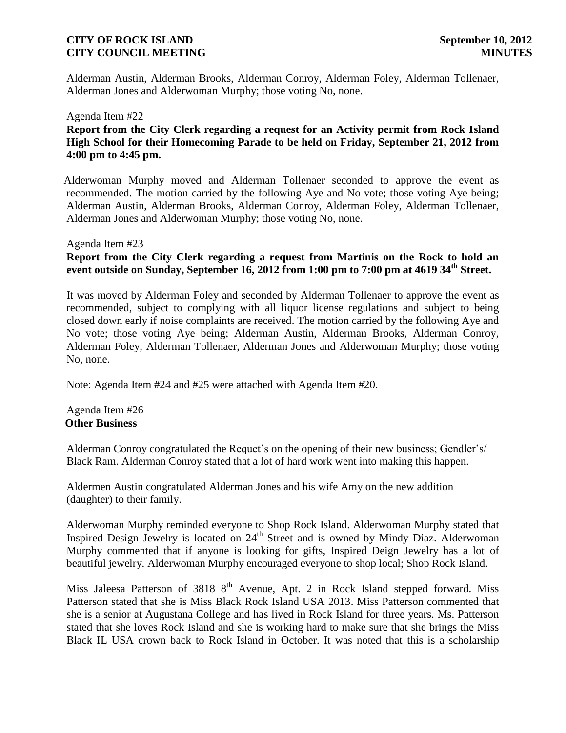Alderman Austin, Alderman Brooks, Alderman Conroy, Alderman Foley, Alderman Tollenaer, Alderman Jones and Alderwoman Murphy; those voting No, none.

Agenda Item #22

**Report from the City Clerk regarding a request for an Activity permit from Rock Island High School for their Homecoming Parade to be held on Friday, September 21, 2012 from 4:00 pm to 4:45 pm.**

Alderwoman Murphy moved and Alderman Tollenaer seconded to approve the event as recommended. The motion carried by the following Aye and No vote; those voting Aye being; Alderman Austin, Alderman Brooks, Alderman Conroy, Alderman Foley, Alderman Tollenaer, Alderman Jones and Alderwoman Murphy; those voting No, none.

Agenda Item #23

**Report from the City Clerk regarding a request from Martinis on the Rock to hold an event outside on Sunday, September 16, 2012 from 1:00 pm to 7:00 pm at 4619 34th Street.**

It was moved by Alderman Foley and seconded by Alderman Tollenaer to approve the event as recommended, subject to complying with all liquor license regulations and subject to being closed down early if noise complaints are received. The motion carried by the following Aye and No vote; those voting Aye being; Alderman Austin, Alderman Brooks, Alderman Conroy, Alderman Foley, Alderman Tollenaer, Alderman Jones and Alderwoman Murphy; those voting No, none.

Note: Agenda Item #24 and #25 were attached with Agenda Item #20.

Agenda Item #26

**Other Business**

Alderman Conroy congratulated the Requet's on the opening of their new business; Gendler's/ Black Ram. Alderman Conroy stated that a lot of hard work went into making this happen.

Aldermen Austin congratulated Alderman Jones and his wife Amy on the new addition (daughter) to their family.

Alderwoman Murphy reminded everyone to Shop Rock Island. Alderwoman Murphy stated that Inspired Design Jewelry is located on 24th Street and is owned by Mindy Diaz. Alderwoman Murphy commented that if anyone is looking for gifts, Inspired Deign Jewelry has a lot of beautiful jewelry. Alderwoman Murphy encouraged everyone to shop local; Shop Rock Island.

Miss Jaleesa Patterson of 3818 8th Avenue, Apt. 2 in Rock Island stepped forward. Miss Patterson stated that she is Miss Black Rock Island USA 2013. Miss Patterson commented that she is a senior at Augustana College and has lived in Rock Island for three years. Ms. Patterson stated that she loves Rock Island and she is working hard to make sure that she brings the Miss Black IL USA crown back to Rock Island in October. It was noted that this is a scholarship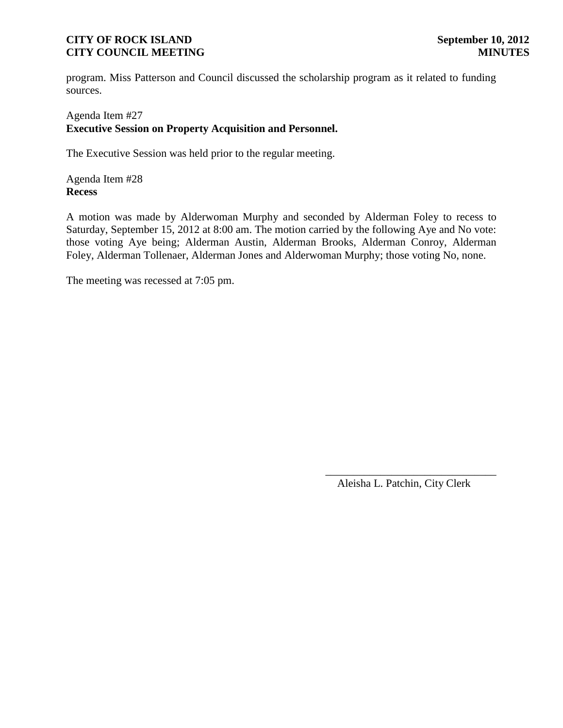program. Miss Patterson and Council discussed the scholarship program as it related to funding sources.

Agenda Item #27
**Executive Session on Property Acquisition and Personnel.**

The Executive Session was held prior to the regular meeting.

Agenda Item #28
**Recess**

A motion was made by Alderwoman Murphy and seconded by Alderman Foley to recess to Saturday, September 15, 2012 at 8:00 am. The motion carried by the following Aye and No vote: those voting Aye being; Alderman Austin, Alderman Brooks, Alderman Conroy, Alderman Foley, Alderman Tollenaer, Alderman Jones and Alderwoman Murphy; those voting No, none.

The meeting was recessed at 7:05 pm.

\_\_\_\_\_\_\_\_\_\_\_\_\_\_\_\_\_\_\_\_\_\_\_\_\_\_\_\_\_\_\_\_
Aleisha L. Patchin, City Clerk